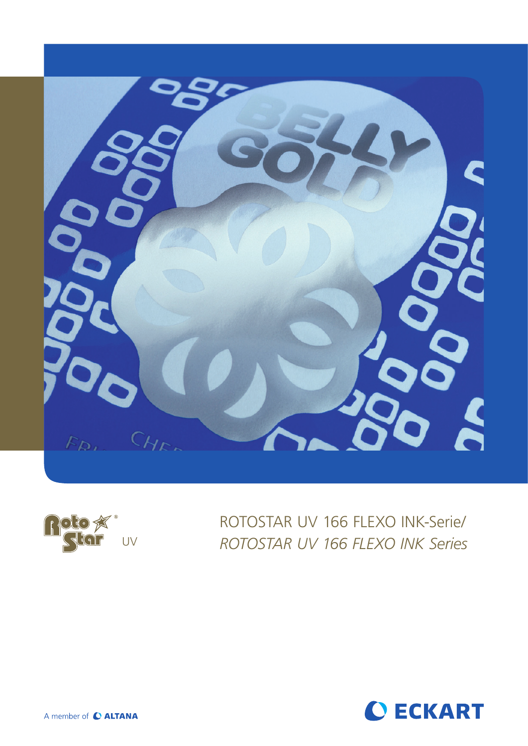# ROTOSTAR UV 166 FLEXO INK-Serie/

*ROTOSTAR UV 166 FLEXO INK Series*

RotoStar® UV

A member of ALTANA

ECKART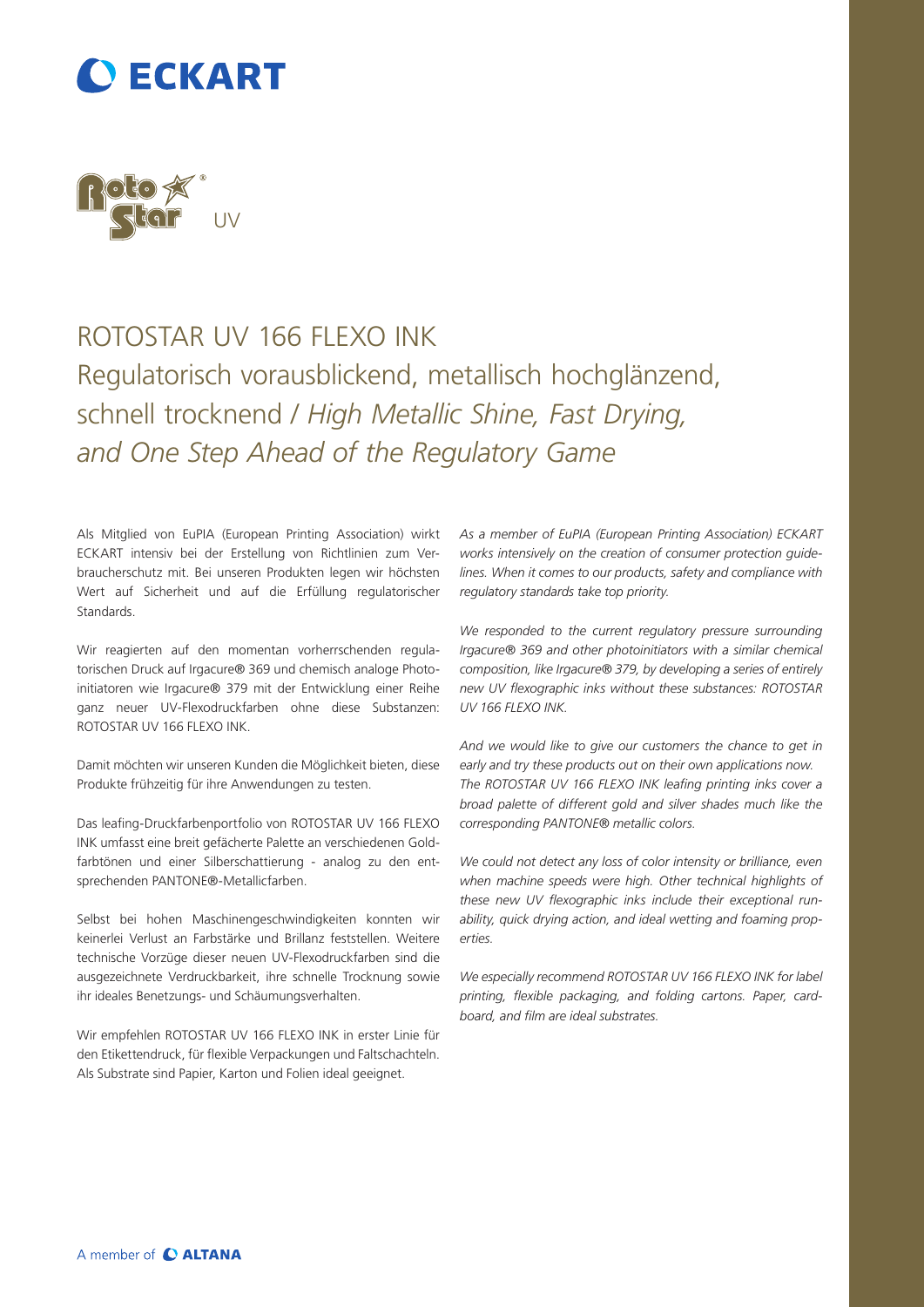# ECKART

RotoStar® UV

# ROTOSTAR UV 166 FLEXO INK

## Regulatorisch vorausblickend, metallisch hochglänzend, schnell trocknend / *High Metallic Shine, Fast Drying, and One Step Ahead of the Regulatory Game*

Als Mitglied von EuPIA (European Printing Association) wirkt ECKART intensiv bei der Erstellung von Richtlinien zum Verbraucherschutz mit. Bei unseren Produkten legen wir höchsten Wert auf Sicherheit und auf die Erfüllung regulatorischer Standards.

Wir reagierten auf den momentan vorherrschenden regulatorischen Druck auf Irgacure® 369 und chemisch analoge Photoinitiatoren wie Irgacure® 379 mit der Entwicklung einer Reihe ganz neuer UV-Flexodruckfarben ohne diese Substanzen: ROTOSTAR UV 166 FLEXO INK.

Damit möchten wir unseren Kunden die Möglichkeit bieten, diese Produkte frühzeitig für ihre Anwendungen zu testen.

Das leafing-Druckfarbenportfolio von ROTOSTAR UV 166 FLEXO INK umfasst eine breit gefächerte Palette an verschiedenen Goldfarbtönen und einer Silberschattierung - analog zu den entsprechenden PANTONE®-Metallicfarben.

Selbst bei hohen Maschinengeschwindigkeiten konnten wir keinerlei Verlust an Farbstärke und Brillanz feststellen. Weitere technische Vorzüge dieser neuen UV-Flexodruckfarben sind die ausgezeichnete Verdruckbarkeit, ihre schnelle Trocknung sowie ihr ideales Benetzungs- und Schäumungsverhalten.

Wir empfehlen ROTOSTAR UV 166 FLEXO INK in erster Linie für den Etikettendruck, für flexible Verpackungen und Faltschachteln. Als Substrate sind Papier, Karton und Folien ideal geeignet.

*As a member of EuPIA (European Printing Association) ECKART works intensively on the creation of consumer protection guidelines. When it comes to our products, safety and compliance with regulatory standards take top priority.*

*We responded to the current regulatory pressure surrounding Irgacure® 369 and other photoinitiators with a similar chemical composition, like Irgacure® 379, by developing a series of entirely new UV flexographic inks without these substances: ROTOSTAR UV 166 FLEXO INK.*

*And we would like to give our customers the chance to get in early and try these products out on their own applications now. The ROTOSTAR UV 166 FLEXO INK leafing printing inks cover a broad palette of different gold and silver shades much like the corresponding PANTONE® metallic colors.*

*We could not detect any loss of color intensity or brilliance, even when machine speeds were high. Other technical highlights of these new UV flexographic inks include their exceptional runability, quick drying action, and ideal wetting and foaming properties.*

*We especially recommend ROTOSTAR UV 166 FLEXO INK for label printing, flexible packaging, and folding cartons. Paper, cardboard, and film are ideal substrates.*

A member of ALTANA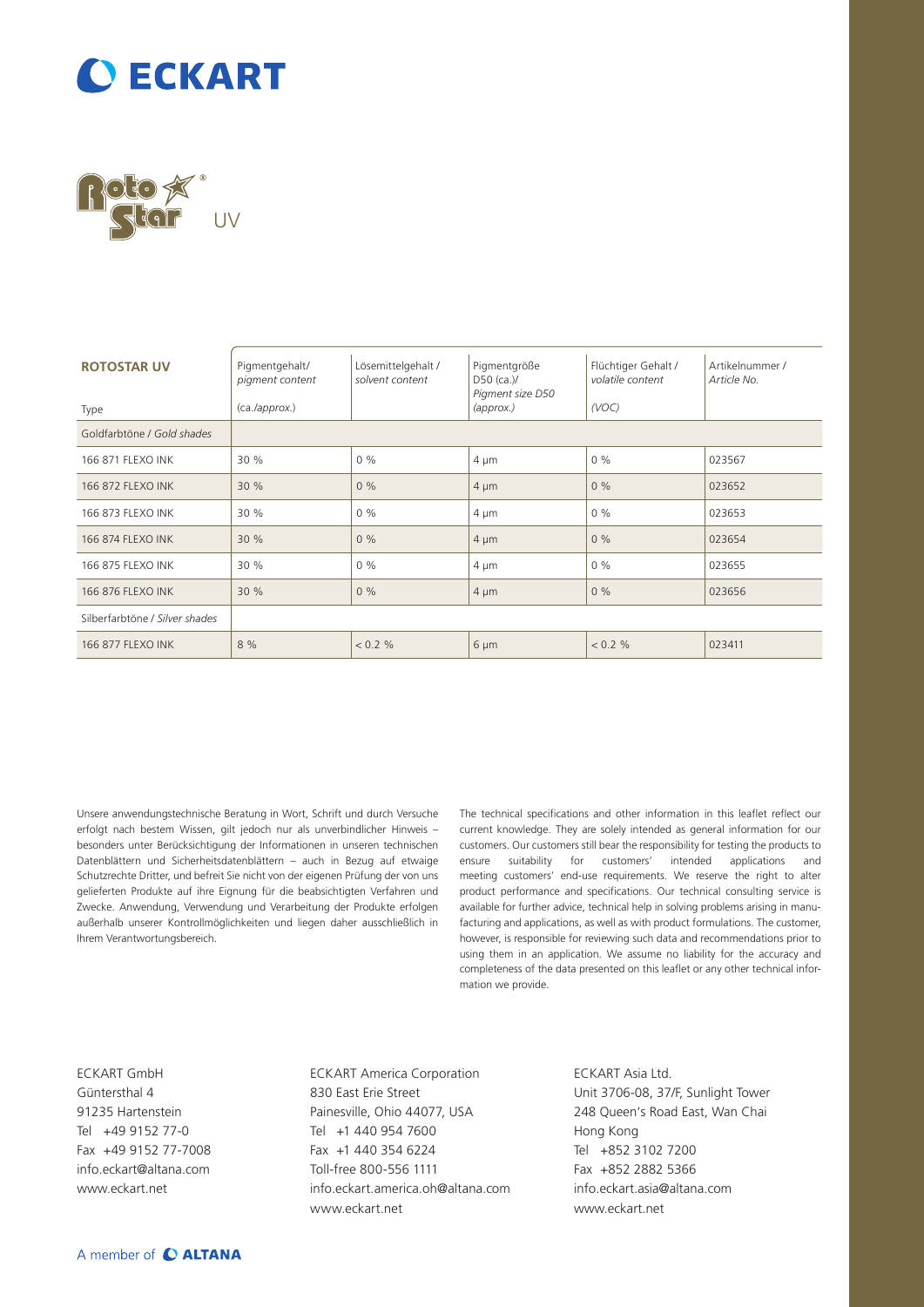# ECKART

## RotoStar® UV

| **ROTOSTAR UV**<br><br>Type | Pigmentgehalt/ *pigment content*<br><br>(ca./*approx.*) | Lösemittelgehalt / *solvent content* | Pigmentgröße D50 (ca.)/ *Pigment size D50*<br>(*approx.*) | Flüchtiger Gehalt / *volatile content*<br><br>(*VOC*) | Artikelnummer / *Article No.* |
|---|---|---|---|---|---|
| Goldfarbtöne / *Gold shades* | | | | | |
| 166 871 FLEXO INK | 30 % | 0 % | 4 µm | 0 % | 023567 |
| 166 872 FLEXO INK | 30 % | 0 % | 4 µm | 0 % | 023652 |
| 166 873 FLEXO INK | 30 % | 0 % | 4 µm | 0 % | 023653 |
| 166 874 FLEXO INK | 30 % | 0 % | 4 µm | 0 % | 023654 |
| 166 875 FLEXO INK | 30 % | 0 % | 4 µm | 0 % | 023655 |
| 166 876 FLEXO INK | 30 % | 0 % | 4 µm | 0 % | 023656 |
| Silberfarbtöne / *Silver shades* | | | | | |
| 166 877 FLEXO INK | 8 % | < 0.2 % | 6 µm | < 0.2 % | 023411 |

Unsere anwendungstechnische Beratung in Wort, Schrift und durch Versuche erfolgt nach bestem Wissen, gilt jedoch nur als unverbindlicher Hinweis – besonders unter Berücksichtigung der Informationen in unseren technischen Datenblättern und Sicherheitsdatenblättern – auch in Bezug auf etwaige Schutzrechte Dritter, und befreit Sie nicht von der eigenen Prüfung der von uns gelieferten Produkte auf ihre Eignung für die beabsichtigten Verfahren und Zwecke. Anwendung, Verwendung und Verarbeitung der Produkte erfolgen außerhalb unserer Kontrollmöglichkeiten und liegen daher ausschließlich in Ihrem Verantwortungsbereich.

The technical specifications and other information in this leaflet reflect our current knowledge. They are solely intended as general information for our customers. Our customers still bear the responsibility for testing the products to ensure suitability for customers' intended applications and meeting customers' end-use requirements. We reserve the right to alter product performance and specifications. Our technical consulting service is available for further advice, technical help in solving problems arising in manufacturing and applications, as well as with product formulations. The customer, however, is responsible for reviewing such data and recommendations prior to using them in an application. We assume no liability for the accuracy and completeness of the data presented on this leaflet or any other technical information we provide.

ECKART GmbH
Güntersthal 4
91235 Hartenstein
Tel +49 9152 77-0
Fax +49 9152 77-7008
info.eckart@altana.com
www.eckart.net

ECKART America Corporation
830 East Erie Street
Painesville, Ohio 44077, USA
Tel +1 440 954 7600
Fax +1 440 354 6224
Toll-free 800-556 1111
info.eckart.america.oh@altana.com
www.eckart.net

ECKART Asia Ltd.
Unit 3706-08, 37/F, Sunlight Tower
248 Queen's Road East, Wan Chai
Hong Kong
Tel +852 3102 7200
Fax +852 2882 5366
info.eckart.asia@altana.com
www.eckart.net

A member of ALTANA